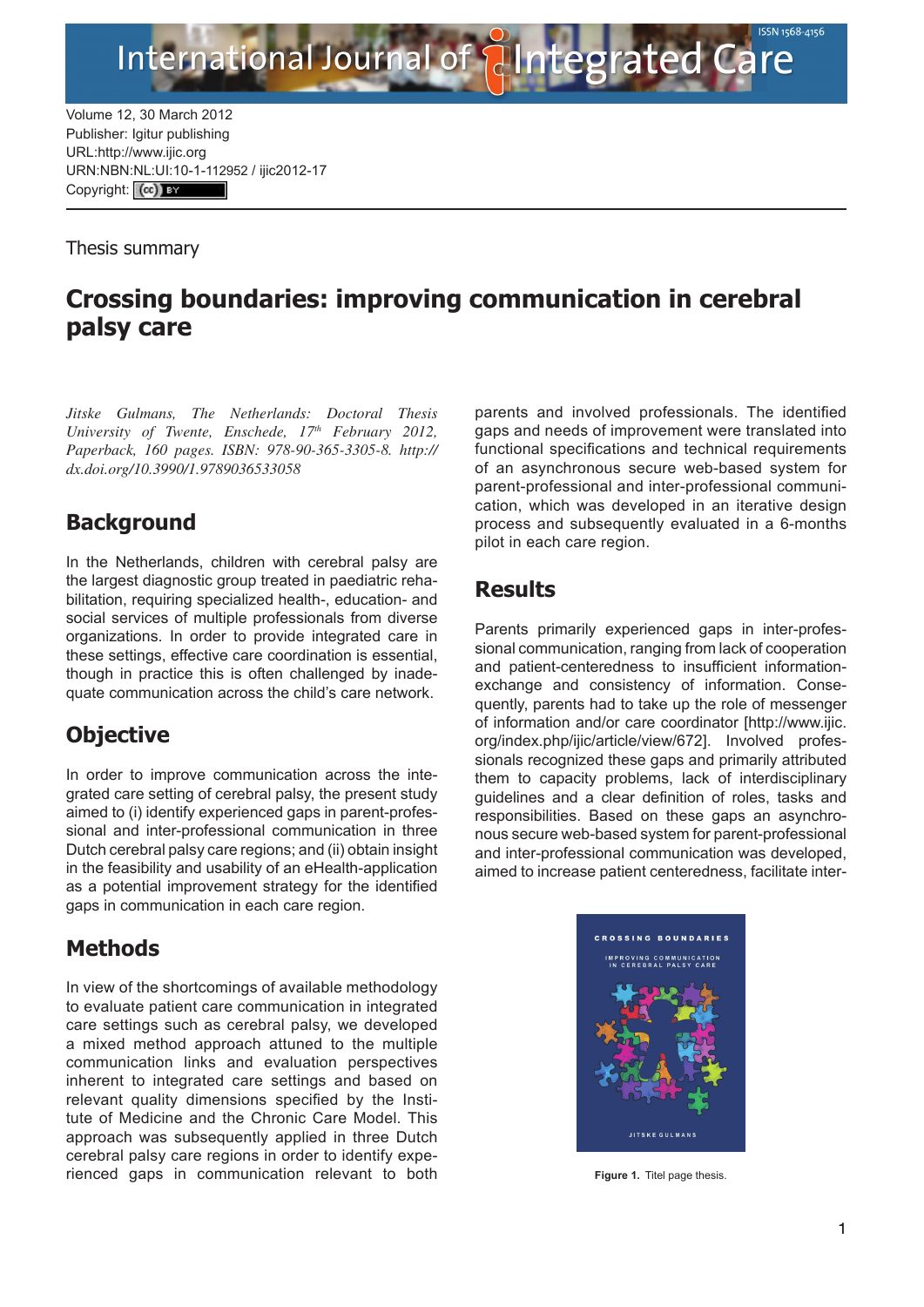Volume 12, 30 March 2012
Publisher: Igitur publishing
URL:http://www.ijic.org
URN:NBN:NL:UI:10-1-112952 / ijic2012-17
Copyright: (cc) BY

Thesis summary

# Crossing boundaries: improving communication in cerebral palsy care

*Jitske Gulmans, The Netherlands: Doctoral Thesis University of Twente, Enschede, 17th February 2012, Paperback, 160 pages. ISBN: 978-90-365-3305-8. http://dx.doi.org/10.3990/1.9789036533058*

## Background

In the Netherlands, children with cerebral palsy are the largest diagnostic group treated in paediatric rehabilitation, requiring specialized health-, education- and social services of multiple professionals from diverse organizations. In order to provide integrated care in these settings, effective care coordination is essential, though in practice this is often challenged by inadequate communication across the child's care network.

## Objective

In order to improve communication across the integrated care setting of cerebral palsy, the present study aimed to (i) identify experienced gaps in parent-professional and inter-professional communication in three Dutch cerebral palsy care regions; and (ii) obtain insight in the feasibility and usability of an eHealth-application as a potential improvement strategy for the identified gaps in communication in each care region.

## Methods

In view of the shortcomings of available methodology to evaluate patient care communication in integrated care settings such as cerebral palsy, we developed a mixed method approach attuned to the multiple communication links and evaluation perspectives inherent to integrated care settings and based on relevant quality dimensions specified by the Institute of Medicine and the Chronic Care Model. This approach was subsequently applied in three Dutch cerebral palsy care regions in order to identify experienced gaps in communication relevant to both parents and involved professionals. The identified gaps and needs of improvement were translated into functional specifications and technical requirements of an asynchronous secure web-based system for parent-professional and inter-professional communication, which was developed in an iterative design process and subsequently evaluated in a 6-months pilot in each care region.

## Results

Parents primarily experienced gaps in inter-professional communication, ranging from lack of cooperation and patient-centeredness to insufficient information-exchange and consistency of information. Consequently, parents had to take up the role of messenger of information and/or care coordinator [http://www.ijic.org/index.php/ijic/article/view/672]. Involved professionals recognized these gaps and primarily attributed them to capacity problems, lack of interdisciplinary guidelines and a clear definition of roles, tasks and responsibilities. Based on these gaps an asynchronous secure web-based system for parent-professional and inter-professional communication was developed, aimed to increase patient centeredness, facilitate inter-

**Figure 1.** Titel page thesis.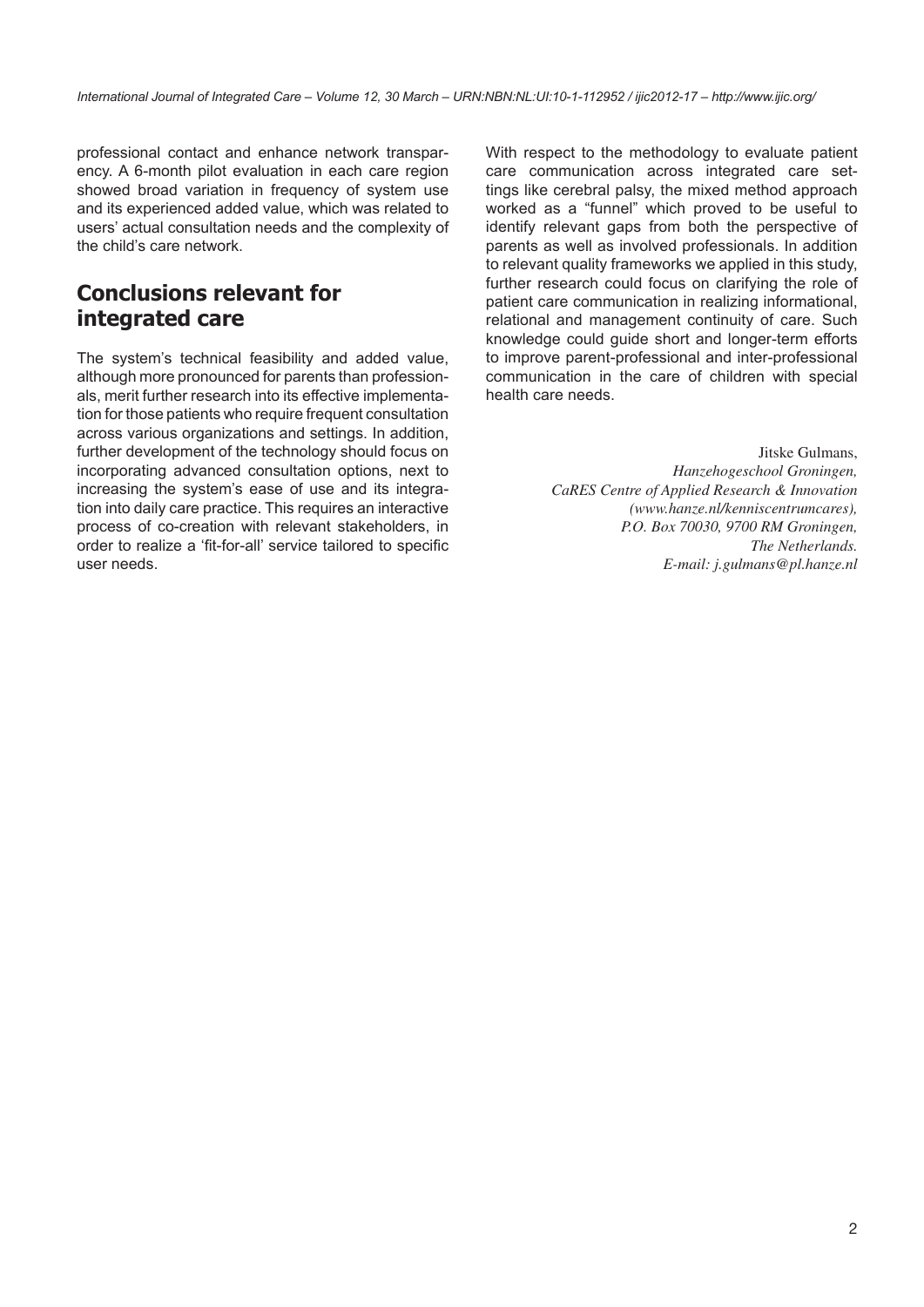professional contact and enhance network transparency. A 6-month pilot evaluation in each care region showed broad variation in frequency of system use and its experienced added value, which was related to users' actual consultation needs and the complexity of the child's care network.

## Conclusions relevant for integrated care

The system's technical feasibility and added value, although more pronounced for parents than professionals, merit further research into its effective implementation for those patients who require frequent consultation across various organizations and settings. In addition, further development of the technology should focus on incorporating advanced consultation options, next to increasing the system's ease of use and its integration into daily care practice. This requires an interactive process of co-creation with relevant stakeholders, in order to realize a 'fit-for-all' service tailored to specific user needs.

With respect to the methodology to evaluate patient care communication across integrated care settings like cerebral palsy, the mixed method approach worked as a "funnel" which proved to be useful to identify relevant gaps from both the perspective of parents as well as involved professionals. In addition to relevant quality frameworks we applied in this study, further research could focus on clarifying the role of patient care communication in realizing informational, relational and management continuity of care. Such knowledge could guide short and longer-term efforts to improve parent-professional and inter-professional communication in the care of children with special health care needs.

Jitske Gulmans,
*Hanzehogeschool Groningen,*
*CaRES Centre of Applied Research & Innovation*
*(www.hanze.nl/kenniscentrumcares),*
*P.O. Box 70030, 9700 RM Groningen,*
*The Netherlands.*
*E-mail: j.gulmans@pl.hanze.nl*